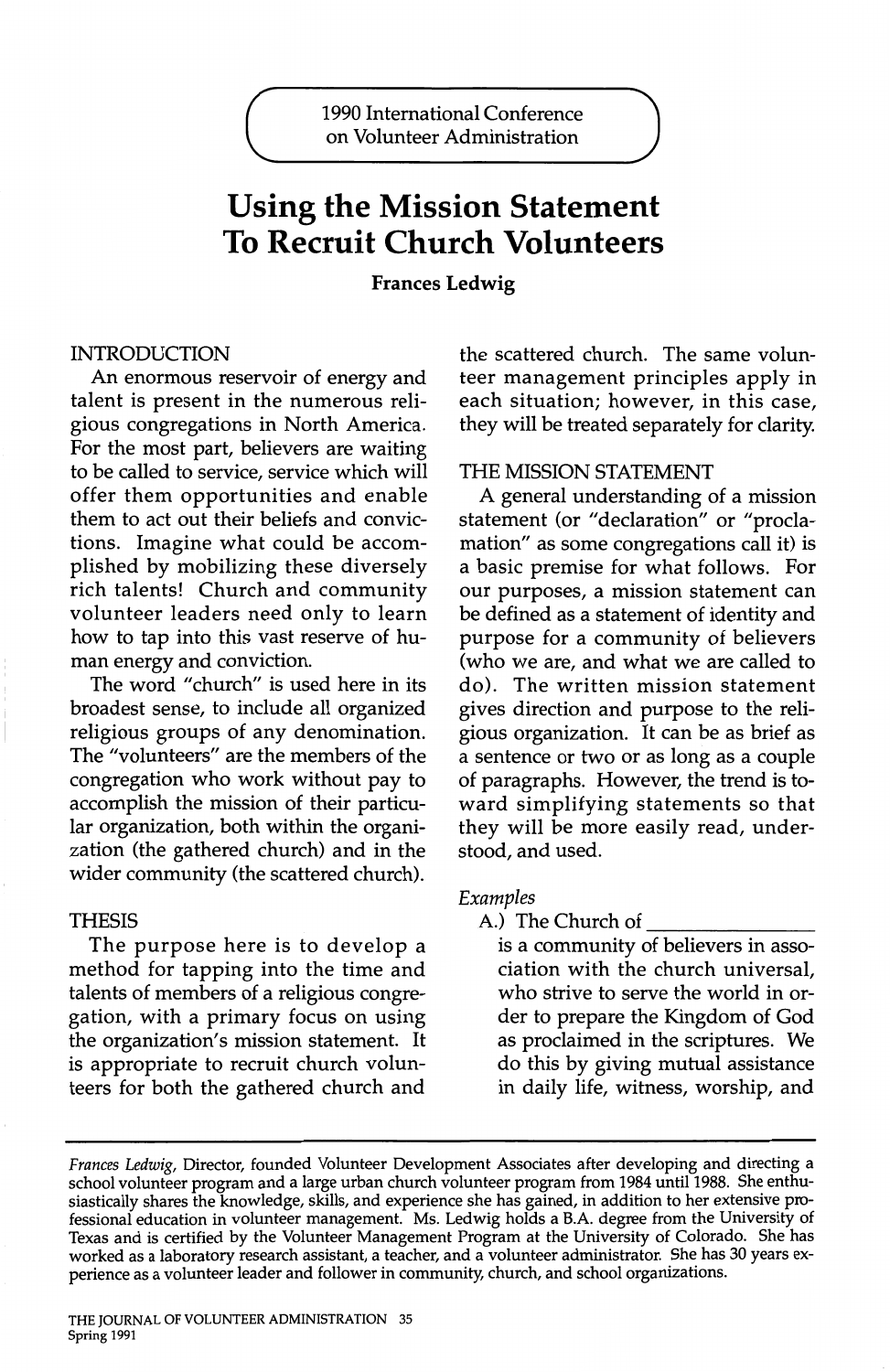1990 International Conference on Volunteer Administration

# Using the Mission Statement To Recruit Church Volunteers

**Frances Ledwig**

## INTRODUCTION

An enormous reservoir of energy and talent is present in the numerous religious congregations in North America. For the most part, believers are waiting to be called to service, service which will offer them opportunities and enable them to act out their beliefs and convictions. Imagine what could be accomplished by mobilizing these diversely rich talents! Church and community volunteer leaders need only to learn how to tap into this vast reserve of human energy and conviction.

The word "church" is used here in its broadest sense, to include all organized religious groups of any denomination. The "volunteers" are the members of the congregation who work without pay to accomplish the mission of their particular organization, both within the organization (the gathered church) and in the wider community (the scattered church).

## THESIS

The purpose here is to develop a method for tapping into the time and talents of members of a religious congregation, with a primary focus on using the organization's mission statement. It is appropriate to recruit church volunteers for both the gathered church and the scattered church. The same volunteer management principles apply in each situation; however, in this case, they will be treated separately for clarity.

## THE MISSION STATEMENT

A general understanding of a mission statement (or "declaration" or "proclamation" as some congregations call it) is a basic premise for what follows. For our purposes, a mission statement can be defined as a statement of identity and purpose for a community of believers (who we are, and what we are called to do). The written mission statement gives direction and purpose to the religious organization. It can be as brief as a sentence or two or as long as a couple of paragraphs. However, the trend is toward simplifying statements so that they will be more easily read, understood, and used.

*Examples*

A.) The Church of ______________ is a community of believers in association with the church universal, who strive to serve the world in order to prepare the Kingdom of God as proclaimed in the scriptures. We do this by giving mutual assistance in daily life, witness, worship, and

---

*Frances Ledwig*, Director, founded Volunteer Development Associates after developing and directing a school volunteer program and a large urban church volunteer program from 1984 until 1988. She enthusiastically shares the knowledge, skills, and experience she has gained, in addition to her extensive professional education in volunteer management. Ms. Ledwig holds a B.A. degree from the University of Texas and is certified by the Volunteer Management Program at the University of Colorado. She has worked as a laboratory research assistant, a teacher, and a volunteer administrator. She has 30 years experience as a volunteer leader and follower in community, church, and school organizations.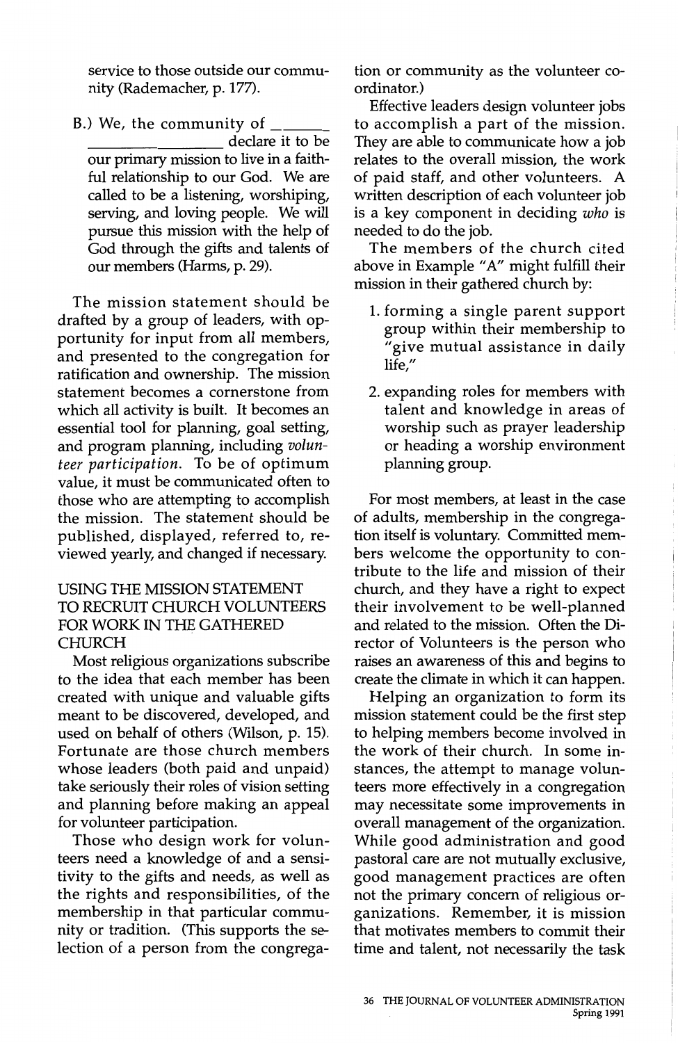service to those outside our community (Rademacher, p. 177).

B.) We, the community of ________________________ declare it to be our primary mission to live in a faithful relationship to our God. We are called to be a listening, worshiping, serving, and loving people. We will pursue this mission with the help of God through the gifts and talents of our members (Harms, p. 29).

The mission statement should be drafted by a group of leaders, with opportunity for input from all members, and presented to the congregation for ratification and ownership. The mission statement becomes a cornerstone from which all activity is built. It becomes an essential tool for planning, goal setting, and program planning, including *volunteer participation*. To be of optimum value, it must be communicated often to those who are attempting to accomplish the mission. The statement should be published, displayed, referred to, reviewed yearly, and changed if necessary.

## USING THE MISSION STATEMENT TO RECRUIT CHURCH VOLUNTEERS FOR WORK IN THE GATHERED CHURCH

Most religious organizations subscribe to the idea that each member has been created with unique and valuable gifts meant to be discovered, developed, and used on behalf of others (Wilson, p. 15). Fortunate are those church members whose leaders (both paid and unpaid) take seriously their roles of vision setting and planning before making an appeal for volunteer participation.

Those who design work for volunteers need a knowledge of and a sensitivity to the gifts and needs, as well as the rights and responsibilities, of the membership in that particular community or tradition. (This supports the selection of a person from the congregation or community as the volunteer coordinator.)

Effective leaders design volunteer jobs to accomplish a part of the mission. They are able to communicate how a job relates to the overall mission, the work of paid staff, and other volunteers. A written description of each volunteer job is a key component in deciding *who* is needed to do the job.

The members of the church cited above in Example "A" might fulfill their mission in their gathered church by:

1. forming a single parent support group within their membership to "give mutual assistance in daily life,"
2. expanding roles for members with talent and knowledge in areas of worship such as prayer leadership or heading a worship environment planning group.

For most members, at least in the case of adults, membership in the congregation itself is voluntary. Committed members welcome the opportunity to contribute to the life and mission of their church, and they have a right to expect their involvement to be well-planned and related to the mission. Often the Director of Volunteers is the person who raises an awareness of this and begins to create the climate in which it can happen.

Helping an organization to form its mission statement could be the first step to helping members become involved in the work of their church. In some instances, the attempt to manage volunteers more effectively in a congregation may necessitate some improvements in overall management of the organization. While good administration and good pastoral care are not mutually exclusive, good management practices are often not the primary concern of religious organizations. Remember, it is mission that motivates members to commit their time and talent, not necessarily the task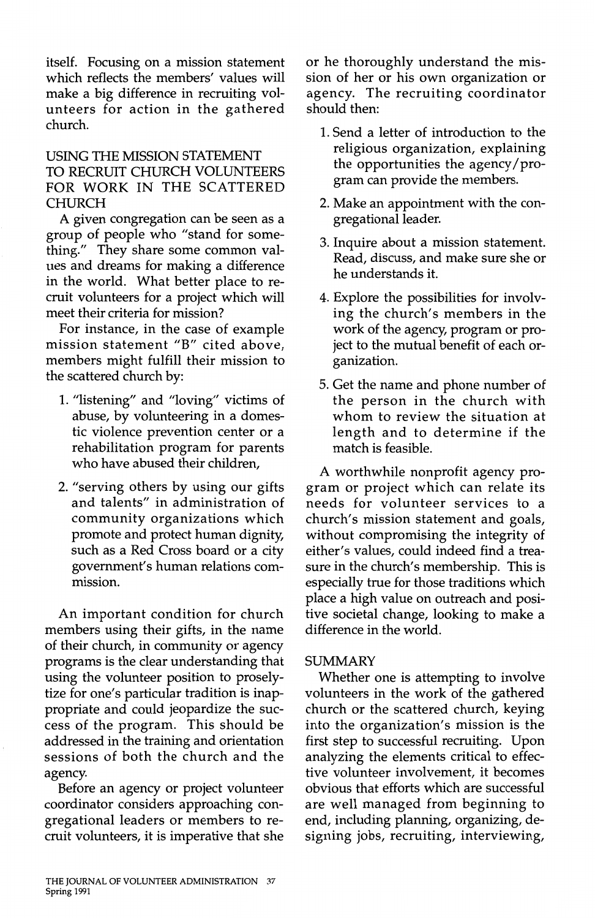itself. Focusing on a mission statement which reflects the members' values will make a big difference in recruiting volunteers for action in the gathered church.

## USING THE MISSION STATEMENT TO RECRUIT CHURCH VOLUNTEERS FOR WORK IN THE SCATTERED CHURCH

A given congregation can be seen as a group of people who "stand for something." They share some common values and dreams for making a difference in the world. What better place to recruit volunteers for a project which will meet their criteria for mission?

For instance, in the case of example mission statement "B" cited above, members might fulfill their mission to the scattered church by:

1. "listening" and "loving" victims of abuse, by volunteering in a domestic violence prevention center or a rehabilitation program for parents who have abused their children,
2. "serving others by using our gifts and talents" in administration of community organizations which promote and protect human dignity, such as a Red Cross board or a city government's human relations commission.

An important condition for church members using their gifts, in the name of their church, in community or agency programs is the clear understanding that using the volunteer position to proselytize for one's particular tradition is inappropriate and could jeopardize the success of the program. This should be addressed in the training and orientation sessions of both the church and the agency.

Before an agency or project volunteer coordinator considers approaching congregational leaders or members to recruit volunteers, it is imperative that she or he thoroughly understand the mission of her or his own organization or agency. The recruiting coordinator should then:

1. Send a letter of introduction to the religious organization, explaining the opportunities the agency/program can provide the members.
2. Make an appointment with the congregational leader.
3. Inquire about a mission statement. Read, discuss, and make sure she or he understands it.
4. Explore the possibilities for involving the church's members in the work of the agency, program or project to the mutual benefit of each organization.
5. Get the name and phone number of the person in the church with whom to review the situation at length and to determine if the match is feasible.

A worthwhile nonprofit agency program or project which can relate its needs for volunteer services to a church's mission statement and goals, without compromising the integrity of either's values, could indeed find a treasure in the church's membership. This is especially true for those traditions which place a high value on outreach and positive societal change, looking to make a difference in the world.

## SUMMARY

Whether one is attempting to involve volunteers in the work of the gathered church or the scattered church, keying into the organization's mission is the first step to successful recruiting. Upon analyzing the elements critical to effective volunteer involvement, it becomes obvious that efforts which are successful are well managed from beginning to end, including planning, organizing, designing jobs, recruiting, interviewing,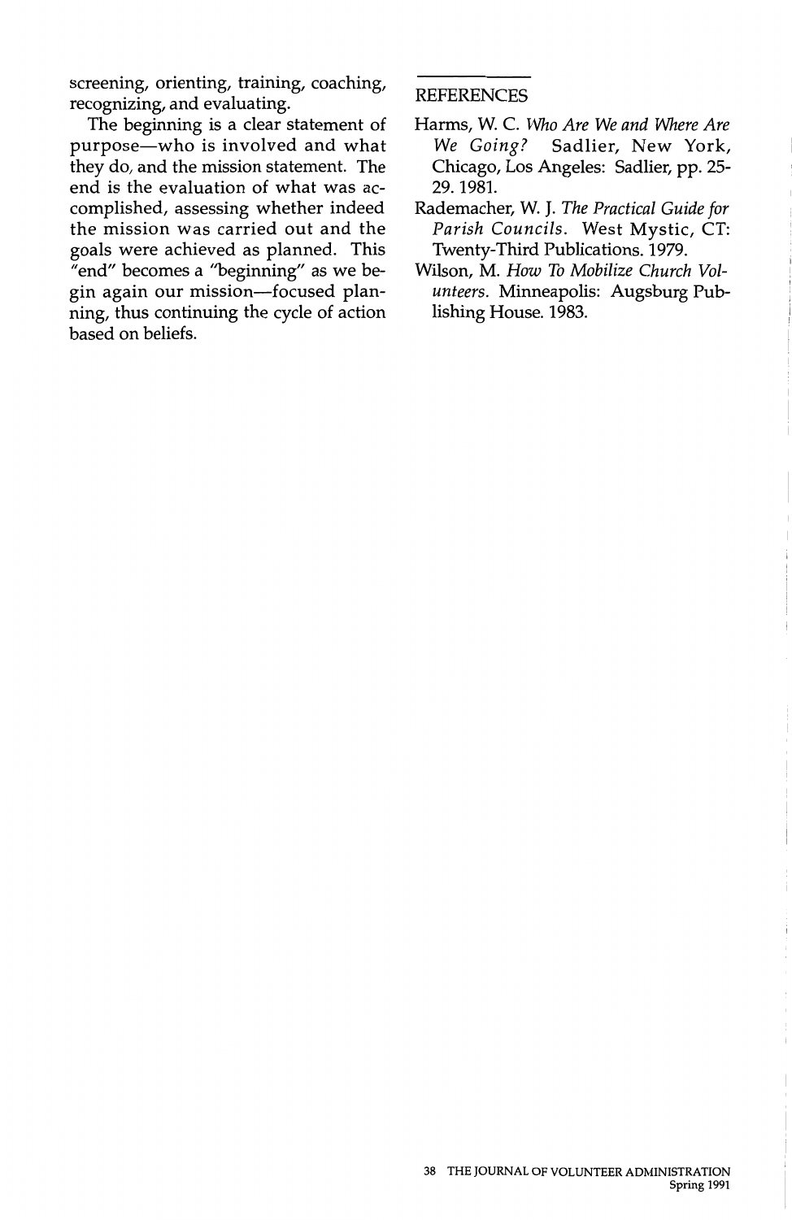screening, orienting, training, coaching, recognizing, and evaluating.

The beginning is a clear statement of purpose—who is involved and what they do, and the mission statement. The end is the evaluation of what was accomplished, assessing whether indeed the mission was carried out and the goals were achieved as planned. This "end" becomes a "beginning" as we begin again our mission—focused planning, thus continuing the cycle of action based on beliefs.

## REFERENCES

Harms, W. C. *Who Are We and Where Are We Going?* Sadlier, New York, Chicago, Los Angeles: Sadlier, pp. 25-29. 1981.

Rademacher, W. J. *The Practical Guide for Parish Councils.* West Mystic, CT: Twenty-Third Publications. 1979.

Wilson, M. *How To Mobilize Church Volunteers.* Minneapolis: Augsburg Publishing House. 1983.